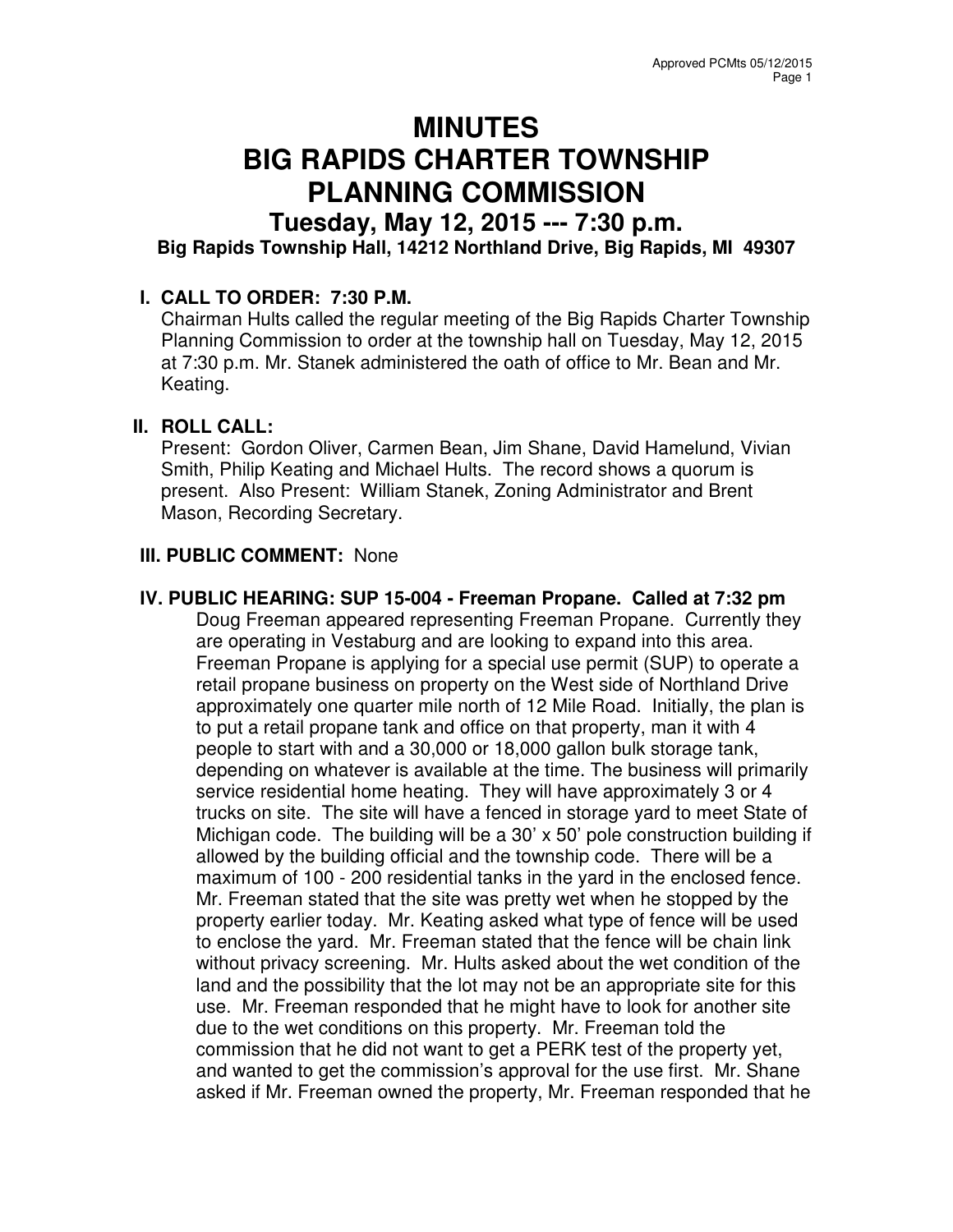# MINUTES
# BIG RAPIDS CHARTER TOWNSHIP
# PLANNING COMMISSION
## Tuesday, May 12, 2015 --- 7:30 p.m.
### Big Rapids Township Hall, 14212 Northland Drive, Big Rapids, MI 49307

**I. CALL TO ORDER: 7:30 P.M.**

Chairman Hults called the regular meeting of the Big Rapids Charter Township Planning Commission to order at the township hall on Tuesday, May 12, 2015 at 7:30 p.m. Mr. Stanek administered the oath of office to Mr. Bean and Mr. Keating.

**II. ROLL CALL:**

Present: Gordon Oliver, Carmen Bean, Jim Shane, David Hamelund, Vivian Smith, Philip Keating and Michael Hults. The record shows a quorum is present. Also Present: William Stanek, Zoning Administrator and Brent Mason, Recording Secretary.

**III. PUBLIC COMMENT:** None

**IV. PUBLIC HEARING: SUP 15-004 - Freeman Propane. Called at 7:32 pm**

Doug Freeman appeared representing Freeman Propane. Currently they are operating in Vestaburg and are looking to expand into this area. Freeman Propane is applying for a special use permit (SUP) to operate a retail propane business on property on the West side of Northland Drive approximately one quarter mile north of 12 Mile Road. Initially, the plan is to put a retail propane tank and office on that property, man it with 4 people to start with and a 30,000 or 18,000 gallon bulk storage tank, depending on whatever is available at the time. The business will primarily service residential home heating. They will have approximately 3 or 4 trucks on site. The site will have a fenced in storage yard to meet State of Michigan code. The building will be a 30' x 50' pole construction building if allowed by the building official and the township code. There will be a maximum of 100 - 200 residential tanks in the yard in the enclosed fence. Mr. Freeman stated that the site was pretty wet when he stopped by the property earlier today. Mr. Keating asked what type of fence will be used to enclose the yard. Mr. Freeman stated that the fence will be chain link without privacy screening. Mr. Hults asked about the wet condition of the land and the possibility that the lot may not be an appropriate site for this use. Mr. Freeman responded that he might have to look for another site due to the wet conditions on this property. Mr. Freeman told the commission that he did not want to get a PERK test of the property yet, and wanted to get the commission's approval for the use first. Mr. Shane asked if Mr. Freeman owned the property, Mr. Freeman responded that he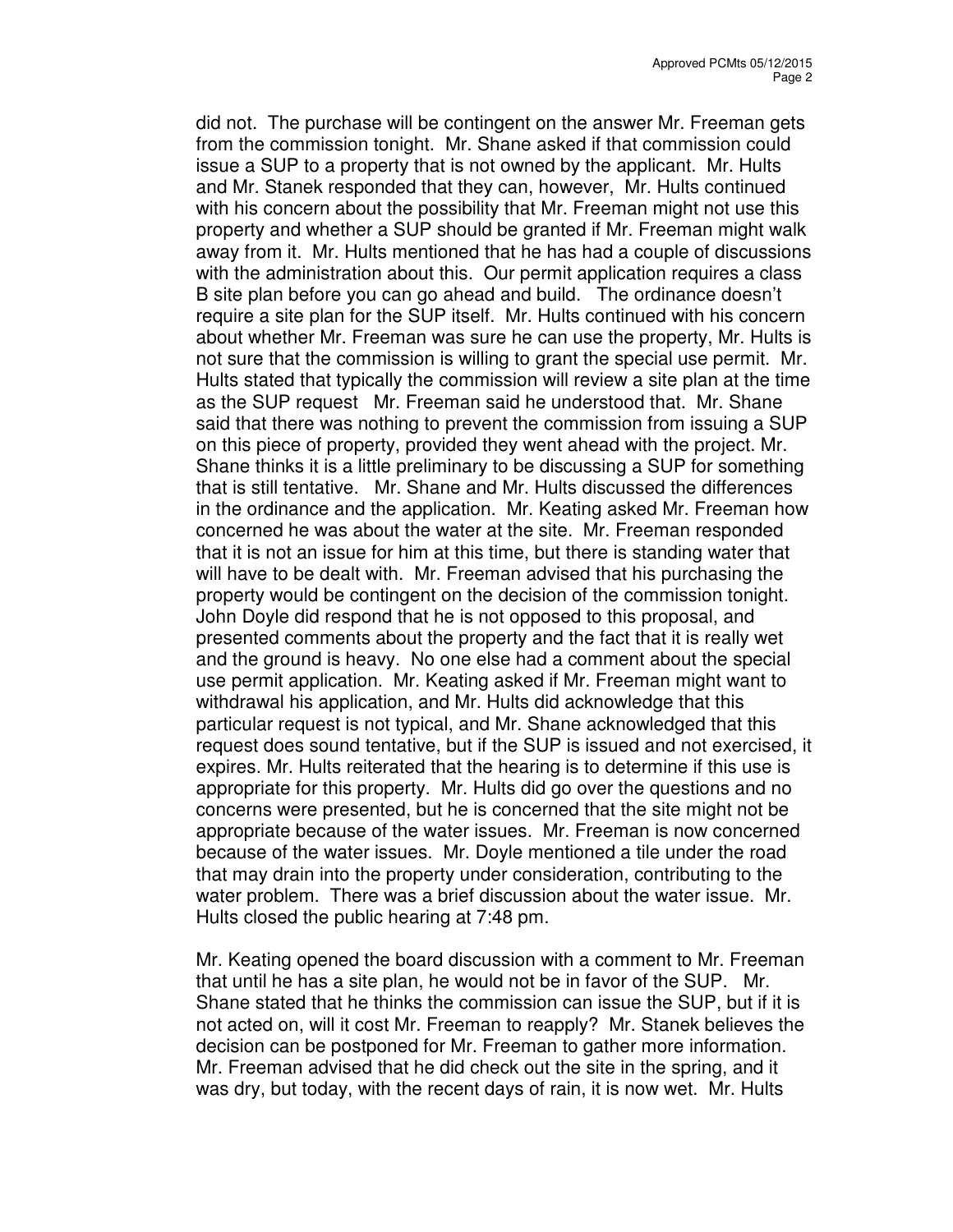did not. The purchase will be contingent on the answer Mr. Freeman gets from the commission tonight. Mr. Shane asked if that commission could issue a SUP to a property that is not owned by the applicant. Mr. Hults and Mr. Stanek responded that they can, however, Mr. Hults continued with his concern about the possibility that Mr. Freeman might not use this property and whether a SUP should be granted if Mr. Freeman might walk away from it. Mr. Hults mentioned that he has had a couple of discussions with the administration about this. Our permit application requires a class B site plan before you can go ahead and build. The ordinance doesn't require a site plan for the SUP itself. Mr. Hults continued with his concern about whether Mr. Freeman was sure he can use the property, Mr. Hults is not sure that the commission is willing to grant the special use permit. Mr. Hults stated that typically the commission will review a site plan at the time as the SUP request Mr. Freeman said he understood that. Mr. Shane said that there was nothing to prevent the commission from issuing a SUP on this piece of property, provided they went ahead with the project. Mr. Shane thinks it is a little preliminary to be discussing a SUP for something that is still tentative. Mr. Shane and Mr. Hults discussed the differences in the ordinance and the application. Mr. Keating asked Mr. Freeman how concerned he was about the water at the site. Mr. Freeman responded that it is not an issue for him at this time, but there is standing water that will have to be dealt with. Mr. Freeman advised that his purchasing the property would be contingent on the decision of the commission tonight. John Doyle did respond that he is not opposed to this proposal, and presented comments about the property and the fact that it is really wet and the ground is heavy. No one else had a comment about the special use permit application. Mr. Keating asked if Mr. Freeman might want to withdrawal his application, and Mr. Hults did acknowledge that this particular request is not typical, and Mr. Shane acknowledged that this request does sound tentative, but if the SUP is issued and not exercised, it expires. Mr. Hults reiterated that the hearing is to determine if this use is appropriate for this property. Mr. Hults did go over the questions and no concerns were presented, but he is concerned that the site might not be appropriate because of the water issues. Mr. Freeman is now concerned because of the water issues. Mr. Doyle mentioned a tile under the road that may drain into the property under consideration, contributing to the water problem. There was a brief discussion about the water issue. Mr. Hults closed the public hearing at 7:48 pm.

Mr. Keating opened the board discussion with a comment to Mr. Freeman that until he has a site plan, he would not be in favor of the SUP. Mr. Shane stated that he thinks the commission can issue the SUP, but if it is not acted on, will it cost Mr. Freeman to reapply? Mr. Stanek believes the decision can be postponed for Mr. Freeman to gather more information. Mr. Freeman advised that he did check out the site in the spring, and it was dry, but today, with the recent days of rain, it is now wet. Mr. Hults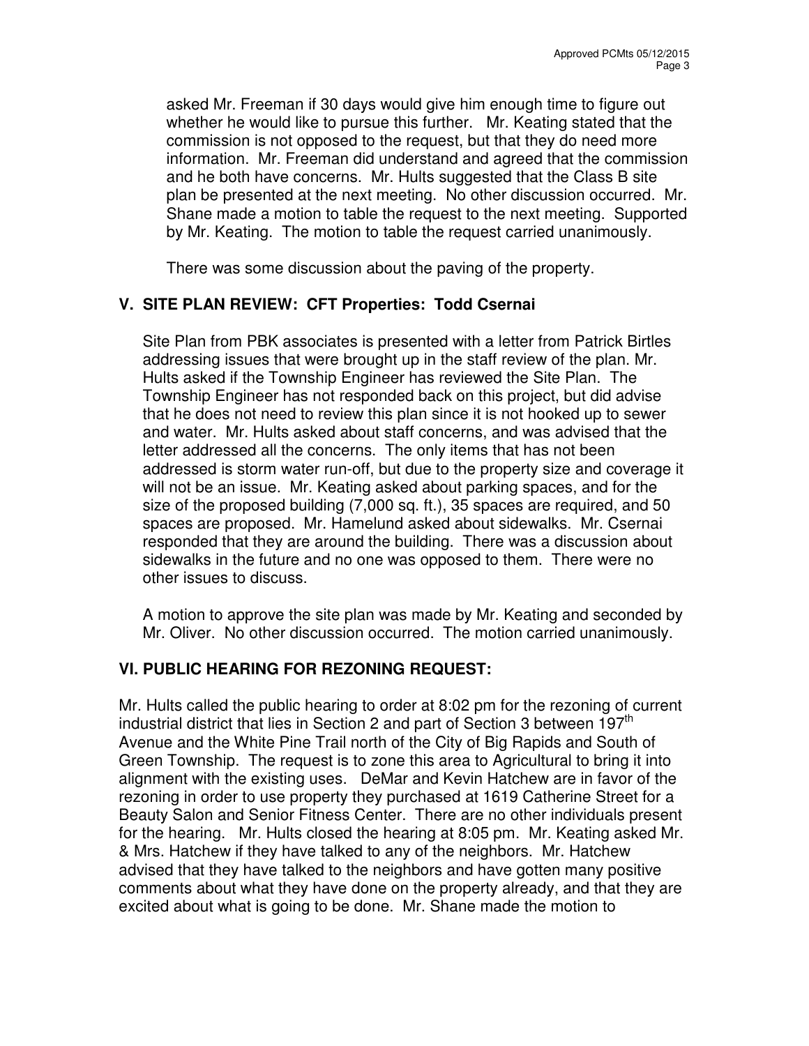asked Mr. Freeman if 30 days would give him enough time to figure out whether he would like to pursue this further. Mr. Keating stated that the commission is not opposed to the request, but that they do need more information. Mr. Freeman did understand and agreed that the commission and he both have concerns. Mr. Hults suggested that the Class B site plan be presented at the next meeting. No other discussion occurred. Mr. Shane made a motion to table the request to the next meeting. Supported by Mr. Keating. The motion to table the request carried unanimously.

There was some discussion about the paving of the property.

## V. SITE PLAN REVIEW: CFT Properties: Todd Csernai

Site Plan from PBK associates is presented with a letter from Patrick Birtles addressing issues that were brought up in the staff review of the plan. Mr. Hults asked if the Township Engineer has reviewed the Site Plan. The Township Engineer has not responded back on this project, but did advise that he does not need to review this plan since it is not hooked up to sewer and water. Mr. Hults asked about staff concerns, and was advised that the letter addressed all the concerns. The only items that has not been addressed is storm water run-off, but due to the property size and coverage it will not be an issue. Mr. Keating asked about parking spaces, and for the size of the proposed building (7,000 sq. ft.), 35 spaces are required, and 50 spaces are proposed. Mr. Hamelund asked about sidewalks. Mr. Csernai responded that they are around the building. There was a discussion about sidewalks in the future and no one was opposed to them. There were no other issues to discuss.

A motion to approve the site plan was made by Mr. Keating and seconded by Mr. Oliver. No other discussion occurred. The motion carried unanimously.

## VI. PUBLIC HEARING FOR REZONING REQUEST:

Mr. Hults called the public hearing to order at 8:02 pm for the rezoning of current industrial district that lies in Section 2 and part of Section 3 between 197th Avenue and the White Pine Trail north of the City of Big Rapids and South of Green Township. The request is to zone this area to Agricultural to bring it into alignment with the existing uses. DeMar and Kevin Hatchew are in favor of the rezoning in order to use property they purchased at 1619 Catherine Street for a Beauty Salon and Senior Fitness Center. There are no other individuals present for the hearing. Mr. Hults closed the hearing at 8:05 pm. Mr. Keating asked Mr. & Mrs. Hatchew if they have talked to any of the neighbors. Mr. Hatchew advised that they have talked to the neighbors and have gotten many positive comments about what they have done on the property already, and that they are excited about what is going to be done. Mr. Shane made the motion to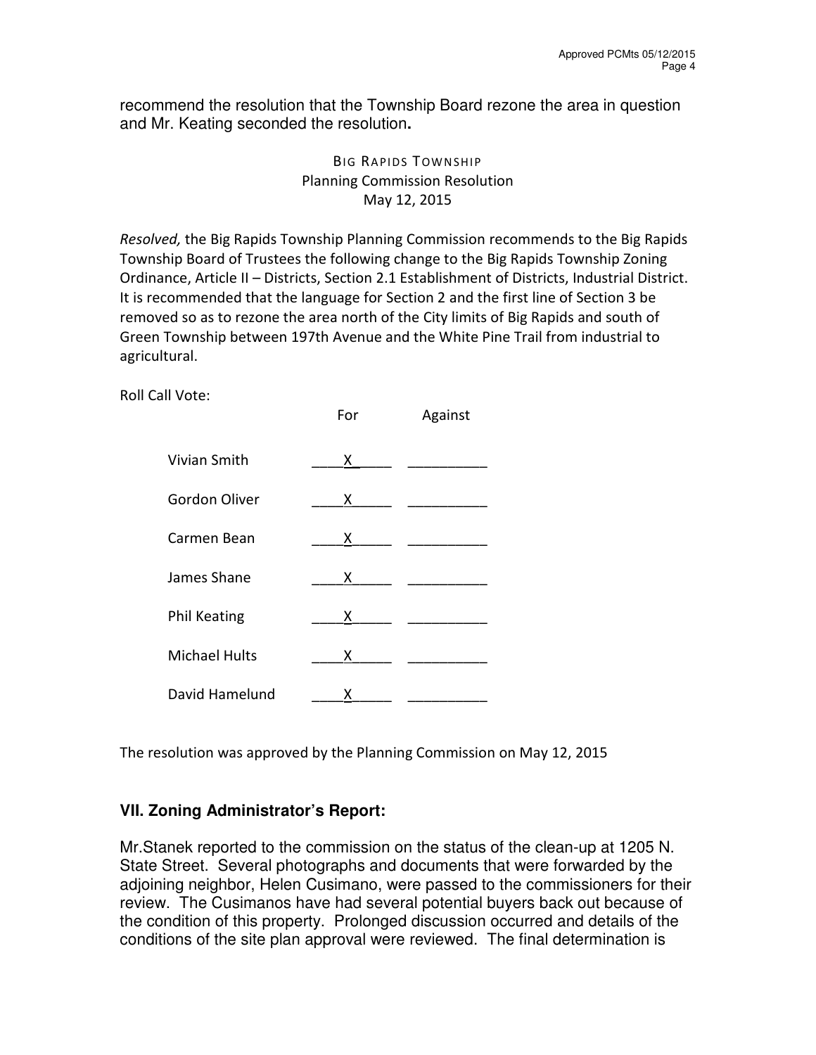recommend the resolution that the Township Board rezone the area in question and Mr. Keating seconded the resolution**.**

BIG RAPIDS TOWNSHIP
Planning Commission Resolution
May 12, 2015

*Resolved,* the Big Rapids Township Planning Commission recommends to the Big Rapids Township Board of Trustees the following change to the Big Rapids Township Zoning Ordinance, Article II – Districts, Section 2.1 Establishment of Districts, Industrial District. It is recommended that the language for Section 2 and the first line of Section 3 be removed so as to rezone the area north of the City limits of Big Rapids and south of Green Township between 197th Avenue and the White Pine Trail from industrial to agricultural.

Roll Call Vote:

| | For | Against |
|---|---|---|
| Vivian Smith | X | |
| Gordon Oliver | X | |
| Carmen Bean | X | |
| James Shane | X | |
| Phil Keating | X | |
| Michael Hults | X | |
| David Hamelund | X | |

The resolution was approved by the Planning Commission on May 12, 2015

## VII. Zoning Administrator's Report:

Mr.Stanek reported to the commission on the status of the clean-up at 1205 N. State Street. Several photographs and documents that were forwarded by the adjoining neighbor, Helen Cusimano, were passed to the commissioners for their review. The Cusimanos have had several potential buyers back out because of the condition of this property. Prolonged discussion occurred and details of the conditions of the site plan approval were reviewed. The final determination is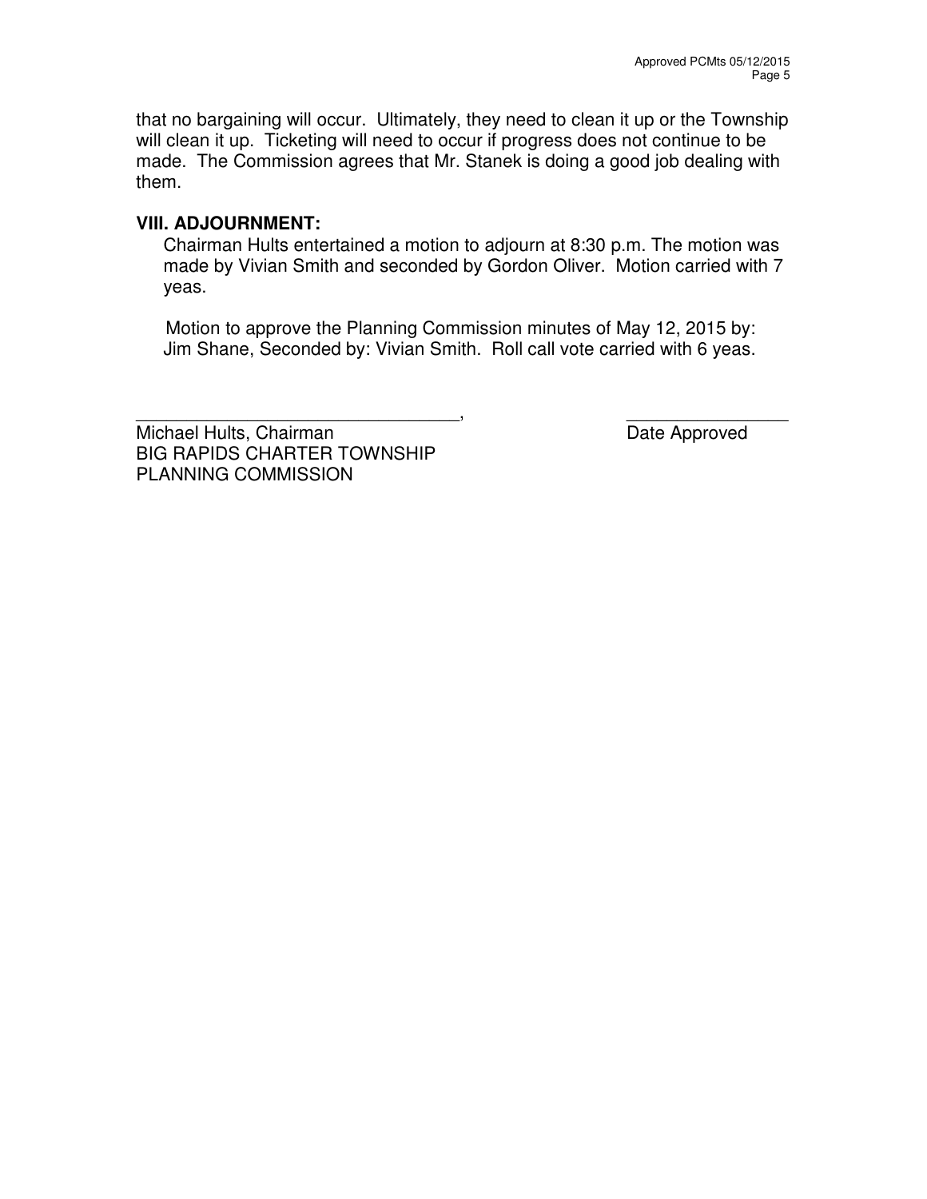that no bargaining will occur. Ultimately, they need to clean it up or the Township will clean it up. Ticketing will need to occur if progress does not continue to be made. The Commission agrees that Mr. Stanek is doing a good job dealing with them.

## VIII. ADJOURNMENT:

Chairman Hults entertained a motion to adjourn at 8:30 p.m. The motion was made by Vivian Smith and seconded by Gordon Oliver. Motion carried with 7 yeas.

Motion to approve the Planning Commission minutes of May 12, 2015 by: Jim Shane, Seconded by: Vivian Smith. Roll call vote carried with 6 yeas.

\_\_\_\_\_\_\_\_\_\_\_\_\_\_\_\_\_\_\_\_\_\_\_\_\_\_\_\_\_\_\_\_\_\_\_\_, \_\_\_\_\_\_\_\_\_\_\_\_\_\_\_\_\_\_

Michael Hults, Chairman Date Approved
BIG RAPIDS CHARTER TOWNSHIP
PLANNING COMMISSION